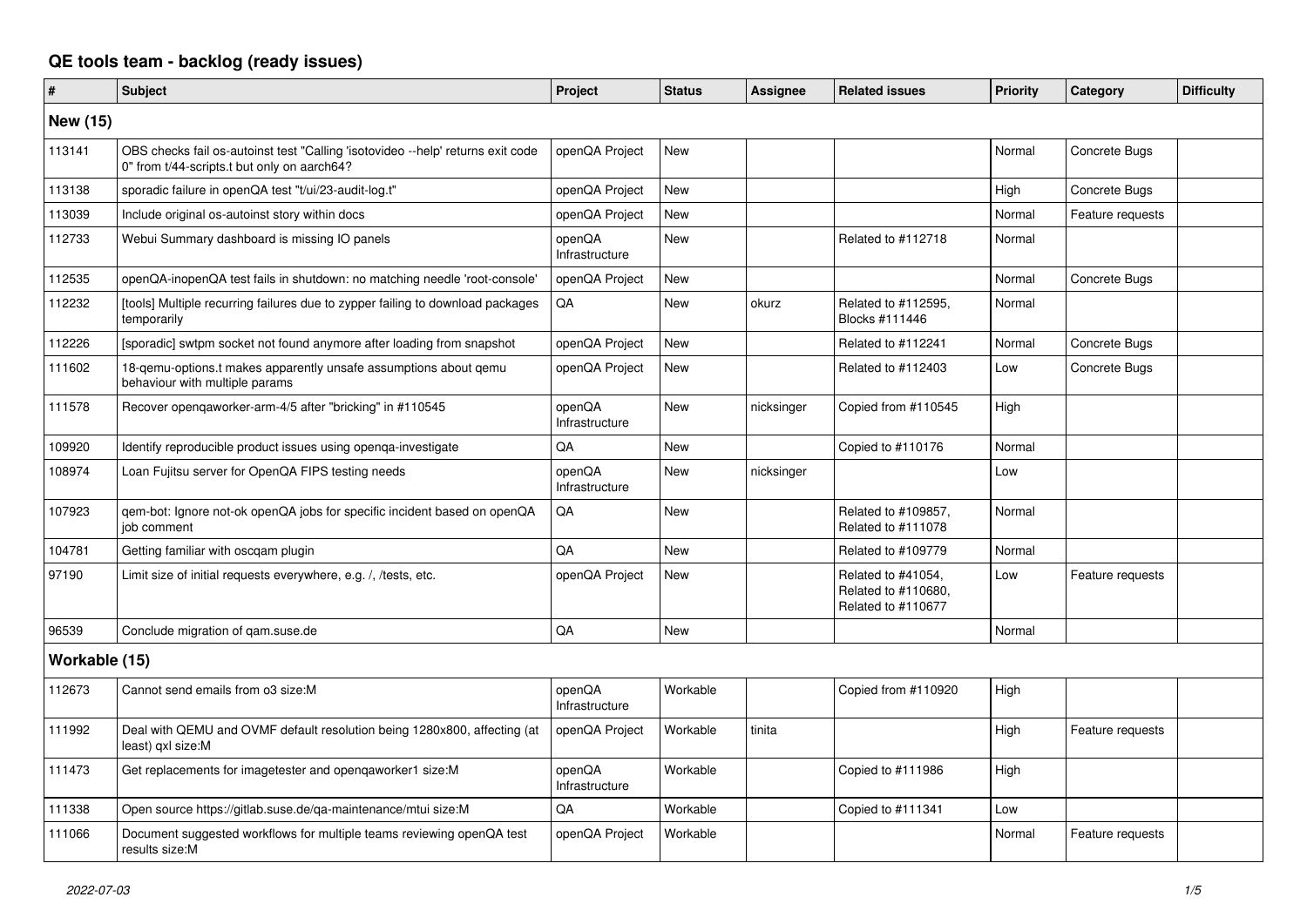# QE tools team - backlog (ready issues)

| # | Subject | Project | Status | Assignee | Related issues | Priority | Category | Difficulty |
|---|---|---|---|---|---|---|---|---|
| **New (15)** | | | | | | | | |
| 113141 | OBS checks fail os-autoinst test "Calling 'isotovideo --help' returns exit code 0" from t/44-scripts.t but only on aarch64? | openQA Project | New | | | Normal | Concrete Bugs | |
| 113138 | sporadic failure in openQA test "t/ui/23-audit-log.t" | openQA Project | New | | | High | Concrete Bugs | |
| 113039 | Include original os-autoinst story within docs | openQA Project | New | | | Normal | Feature requests | |
| 112733 | Webui Summary dashboard is missing IO panels | openQA Infrastructure | New | | Related to #112718 | Normal | | |
| 112535 | openQA-inopenQA test fails in shutdown: no matching needle 'root-console' | openQA Project | New | | | Normal | Concrete Bugs | |
| 112232 | [tools] Multiple recurring failures due to zypper failing to download packages temporarily | QA | New | okurz | Related to #112595, Blocks #111446 | Normal | | |
| 112226 | [sporadic] swtpm socket not found anymore after loading from snapshot | openQA Project | New | | Related to #112241 | Normal | Concrete Bugs | |
| 111602 | 18-qemu-options.t makes apparently unsafe assumptions about qemu behaviour with multiple params | openQA Project | New | | Related to #112403 | Low | Concrete Bugs | |
| 111578 | Recover openqaworker-arm-4/5 after "bricking" in #110545 | openQA Infrastructure | New | nicksinger | Copied from #110545 | High | | |
| 109920 | Identify reproducible product issues using openqa-investigate | QA | New | | Copied to #110176 | Normal | | |
| 108974 | Loan Fujitsu server for OpenQA FIPS testing needs | openQA Infrastructure | New | nicksinger | | Low | | |
| 107923 | qem-bot: Ignore not-ok openQA jobs for specific incident based on openQA job comment | QA | New | | Related to #109857, Related to #111078 | Normal | | |
| 104781 | Getting familiar with oscqam plugin | QA | New | | Related to #109779 | Normal | | |
| 97190 | Limit size of initial requests everywhere, e.g. /, /tests, etc. | openQA Project | New | | Related to #41054, Related to #110680, Related to #110677 | Low | Feature requests | |
| 96539 | Conclude migration of qam.suse.de | QA | New | | | Normal | | |
| **Workable (15)** | | | | | | | | |
| 112673 | Cannot send emails from o3 size:M | openQA Infrastructure | Workable | | Copied from #110920 | High | | |
| 111992 | Deal with QEMU and OVMF default resolution being 1280x800, affecting (at least) qxl size:M | openQA Project | Workable | tinita | | High | Feature requests | |
| 111473 | Get replacements for imagetester and openqaworker1 size:M | openQA Infrastructure | Workable | | Copied to #111986 | High | | |
| 111338 | Open source https://gitlab.suse.de/qa-maintenance/mtui size:M | QA | Workable | | Copied to #111341 | Low | | |
| 111066 | Document suggested workflows for multiple teams reviewing openQA test results size:M | openQA Project | Workable | | | Normal | Feature requests | |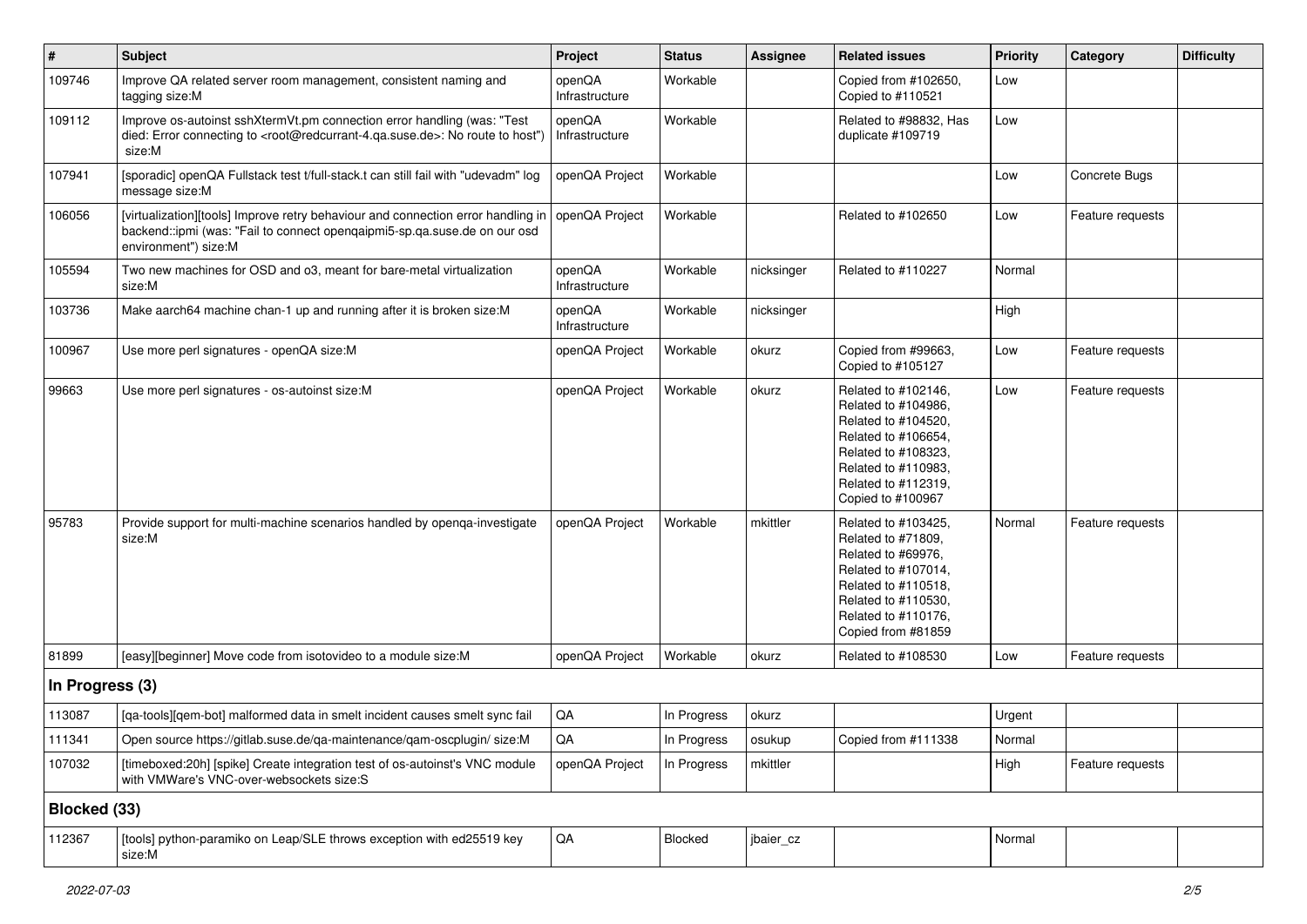| # | Subject | Project | Status | Assignee | Related issues | Priority | Category | Difficulty |
|---|---|---|---|---|---|---|---|---|
| 109746 | Improve QA related server room management, consistent naming and tagging size:M | openQA Infrastructure | Workable | | Copied from #102650, Copied to #110521 | Low | | |
| 109112 | Improve os-autoinst sshXtermVt.pm connection error handling (was: "Test died: Error connecting to <root@redcurrant-4.qa.suse.de>: No route to host") size:M | openQA Infrastructure | Workable | | Related to #98832, Has duplicate #109719 | Low | | |
| 107941 | [sporadic] openQA Fullstack test t/full-stack.t can still fail with "udevadm" log message size:M | openQA Project | Workable | | | Low | Concrete Bugs | |
| 106056 | [virtualization][tools] Improve retry behaviour and connection error handling in backend::ipmi (was: "Fail to connect openqaipmi5-sp.qa.suse.de on our osd environment") size:M | openQA Project | Workable | | Related to #102650 | Low | Feature requests | |
| 105594 | Two new machines for OSD and o3, meant for bare-metal virtualization size:M | openQA Infrastructure | Workable | nicksinger | Related to #110227 | Normal | | |
| 103736 | Make aarch64 machine chan-1 up and running after it is broken size:M | openQA Infrastructure | Workable | nicksinger | | High | | |
| 100967 | Use more perl signatures - openQA size:M | openQA Project | Workable | okurz | Copied from #99663, Copied to #105127 | Low | Feature requests | |
| 99663 | Use more perl signatures - os-autoinst size:M | openQA Project | Workable | okurz | Related to #102146, Related to #104986, Related to #104520, Related to #106654, Related to #108323, Related to #110983, Related to #112319, Copied to #100967 | Low | Feature requests | |
| 95783 | Provide support for multi-machine scenarios handled by openqa-investigate size:M | openQA Project | Workable | mkittler | Related to #103425, Related to #71809, Related to #69976, Related to #107014, Related to #110518, Related to #110530, Related to #110176, Copied from #81859 | Normal | Feature requests | |
| 81899 | [easy][beginner] Move code from isotovideo to a module size:M | openQA Project | Workable | okurz | Related to #108530 | Low | Feature requests | |
| **In Progress (3)** | | | | | | | | |
| 113087 | [qa-tools][qem-bot] malformed data in smelt incident causes smelt sync fail | QA | In Progress | okurz | | Urgent | | |
| 111341 | Open source https://gitlab.suse.de/qa-maintenance/qam-oscplugin/ size:M | QA | In Progress | osukup | Copied from #111338 | Normal | | |
| 107032 | [timeboxed:20h] [spike] Create integration test of os-autoinst's VNC module with VMWare's VNC-over-websockets size:S | openQA Project | In Progress | mkittler | | High | Feature requests | |
| **Blocked (33)** | | | | | | | | |
| 112367 | [tools] python-paramiko on Leap/SLE throws exception with ed25519 key size:M | QA | Blocked | jbaier_cz | | Normal | | |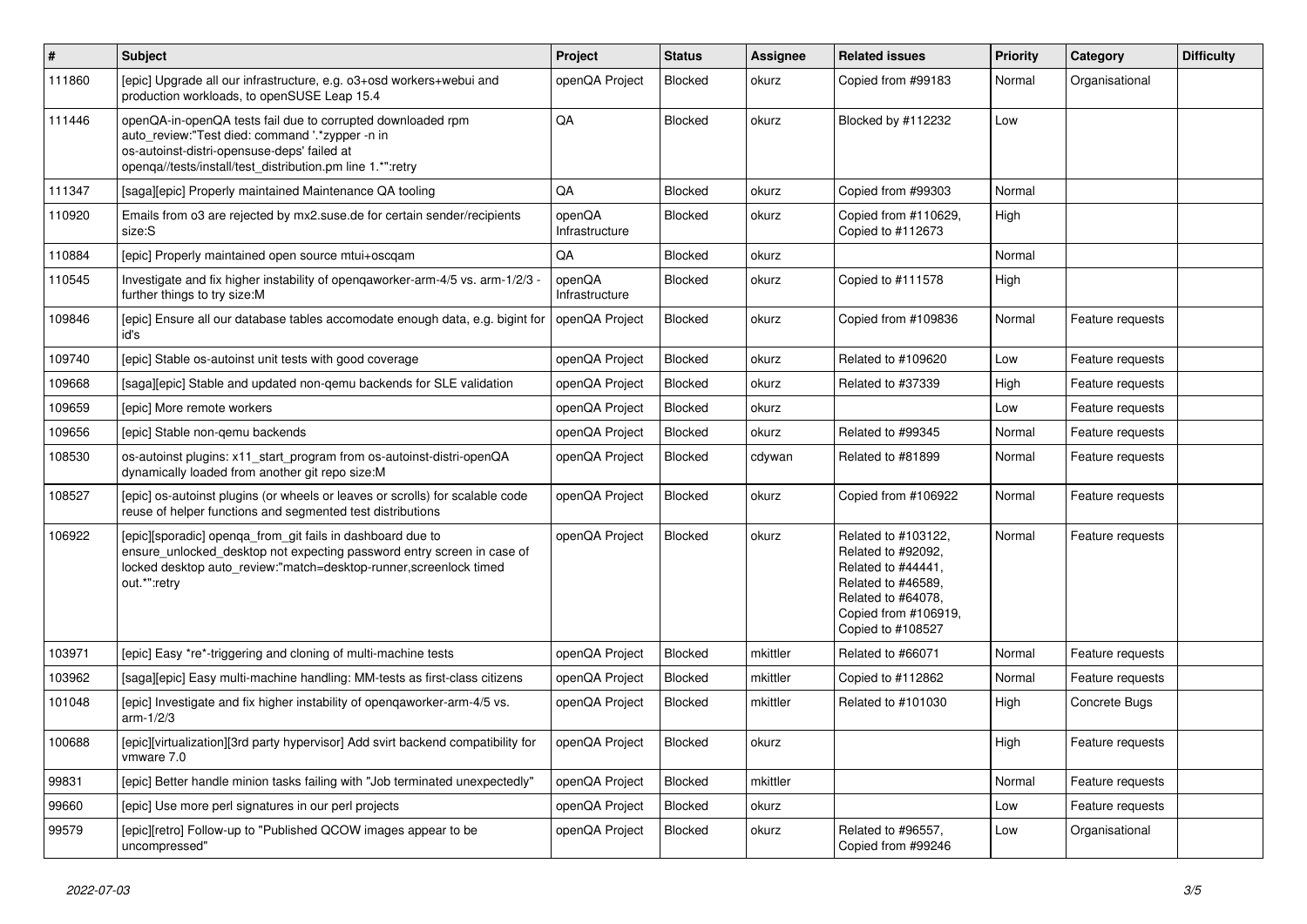| # | Subject | Project | Status | Assignee | Related issues | Priority | Category | Difficulty |
|---|---|---|---|---|---|---|---|---|
| 111860 | [epic] Upgrade all our infrastructure, e.g. o3+osd workers+webui and production workloads, to openSUSE Leap 15.4 | openQA Project | Blocked | okurz | Copied from #99183 | Normal | Organisational | |
| 111446 | openQA-in-openQA tests fail due to corrupted downloaded rpm auto_review:"Test died: command '.*zypper -n in os-autoinst-distri-opensuse-deps' failed at openqa//tests/install/test_distribution.pm line 1.*":retry | QA | Blocked | okurz | Blocked by #112232 | Low | | |
| 111347 | [saga][epic] Properly maintained Maintenance QA tooling | QA | Blocked | okurz | Copied from #99303 | Normal | | |
| 110920 | Emails from o3 are rejected by mx2.suse.de for certain sender/recipients size:S | openQA Infrastructure | Blocked | okurz | Copied from #110629, Copied to #112673 | High | | |
| 110884 | [epic] Properly maintained open source mtui+oscqam | QA | Blocked | okurz | | Normal | | |
| 110545 | Investigate and fix higher instability of openqaworker-arm-4/5 vs. arm-1/2/3 - further things to try size:M | openQA Infrastructure | Blocked | okurz | Copied to #111578 | High | | |
| 109846 | [epic] Ensure all our database tables accomodate enough data, e.g. bigint for id's | openQA Project | Blocked | okurz | Copied from #109836 | Normal | Feature requests | |
| 109740 | [epic] Stable os-autoinst unit tests with good coverage | openQA Project | Blocked | okurz | Related to #109620 | Low | Feature requests | |
| 109668 | [saga][epic] Stable and updated non-qemu backends for SLE validation | openQA Project | Blocked | okurz | Related to #37339 | High | Feature requests | |
| 109659 | [epic] More remote workers | openQA Project | Blocked | okurz | | Low | Feature requests | |
| 109656 | [epic] Stable non-qemu backends | openQA Project | Blocked | okurz | Related to #99345 | Normal | Feature requests | |
| 108530 | os-autoinst plugins: x11_start_program from os-autoinst-distri-openQA dynamically loaded from another git repo size:M | openQA Project | Blocked | cdywan | Related to #81899 | Normal | Feature requests | |
| 108527 | [epic] os-autoinst plugins (or wheels or leaves or scrolls) for scalable code reuse of helper functions and segmented test distributions | openQA Project | Blocked | okurz | Copied from #106922 | Normal | Feature requests | |
| 106922 | [epic][sporadic] openqa_from_git fails in dashboard due to ensure_unlocked_desktop not expecting password entry screen in case of locked desktop auto_review:"match=desktop-runner,screenlock timed out.*":retry | openQA Project | Blocked | okurz | Related to #103122, Related to #92092, Related to #44441, Related to #46589, Related to #64078, Copied from #106919, Copied to #108527 | Normal | Feature requests | |
| 103971 | [epic] Easy *re*-triggering and cloning of multi-machine tests | openQA Project | Blocked | mkittler | Related to #66071 | Normal | Feature requests | |
| 103962 | [saga][epic] Easy multi-machine handling: MM-tests as first-class citizens | openQA Project | Blocked | mkittler | Copied to #112862 | Normal | Feature requests | |
| 101048 | [epic] Investigate and fix higher instability of openqaworker-arm-4/5 vs. arm-1/2/3 | openQA Project | Blocked | mkittler | Related to #101030 | High | Concrete Bugs | |
| 100688 | [epic][virtualization][3rd party hypervisor] Add svirt backend compatibility for vmware 7.0 | openQA Project | Blocked | okurz | | High | Feature requests | |
| 99831 | [epic] Better handle minion tasks failing with "Job terminated unexpectedly" | openQA Project | Blocked | mkittler | | Normal | Feature requests | |
| 99660 | [epic] Use more perl signatures in our perl projects | openQA Project | Blocked | okurz | | Low | Feature requests | |
| 99579 | [epic][retro] Follow-up to "Published QCOW images appear to be uncompressed" | openQA Project | Blocked | okurz | Related to #96557, Copied from #99246 | Low | Organisational | |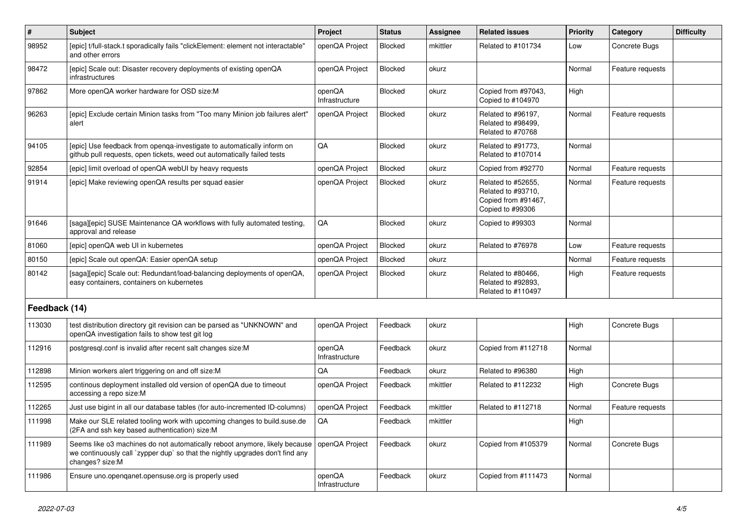| # | Subject | Project | Status | Assignee | Related issues | Priority | Category | Difficulty |
|---|---|---|---|---|---|---|---|---|
| 98952 | [epic] t/full-stack.t sporadically fails "clickElement: element not interactable" and other errors | openQA Project | Blocked | mkittler | Related to #101734 | Low | Concrete Bugs | |
| 98472 | [epic] Scale out: Disaster recovery deployments of existing openQA infrastructures | openQA Project | Blocked | okurz | | Normal | Feature requests | |
| 97862 | More openQA worker hardware for OSD size:M | openQA Infrastructure | Blocked | okurz | Copied from #97043, Copied to #104970 | High | | |
| 96263 | [epic] Exclude certain Minion tasks from "Too many Minion job failures alert" alert | openQA Project | Blocked | okurz | Related to #96197, Related to #98499, Related to #70768 | Normal | Feature requests | |
| 94105 | [epic] Use feedback from openqa-investigate to automatically inform on github pull requests, open tickets, weed out automatically failed tests | QA | Blocked | okurz | Related to #91773, Related to #107014 | Normal | | |
| 92854 | [epic] limit overload of openQA webUI by heavy requests | openQA Project | Blocked | okurz | Copied from #92770 | Normal | Feature requests | |
| 91914 | [epic] Make reviewing openQA results per squad easier | openQA Project | Blocked | okurz | Related to #52655, Related to #93710, Copied from #91467, Copied to #99306 | Normal | Feature requests | |
| 91646 | [saga][epic] SUSE Maintenance QA workflows with fully automated testing, approval and release | QA | Blocked | okurz | Copied to #99303 | Normal | | |
| 81060 | [epic] openQA web UI in kubernetes | openQA Project | Blocked | okurz | Related to #76978 | Low | Feature requests | |
| 80150 | [epic] Scale out openQA: Easier openQA setup | openQA Project | Blocked | okurz | | Normal | Feature requests | |
| 80142 | [saga][epic] Scale out: Redundant/load-balancing deployments of openQA, easy containers, containers on kubernetes | openQA Project | Blocked | okurz | Related to #80466, Related to #92893, Related to #110497 | High | Feature requests | |
| **Feedback (14)** | | | | | | | | |
| 113030 | test distribution directory git revision can be parsed as "UNKNOWN" and openQA investigation fails to show test git log | openQA Project | Feedback | okurz | | High | Concrete Bugs | |
| 112916 | postgresql.conf is invalid after recent salt changes size:M | openQA Infrastructure | Feedback | okurz | Copied from #112718 | Normal | | |
| 112898 | Minion workers alert triggering on and off size:M | QA | Feedback | okurz | Related to #96380 | High | | |
| 112595 | continous deployment installed old version of openQA due to timeout accessing a repo size:M | openQA Project | Feedback | mkittler | Related to #112232 | High | Concrete Bugs | |
| 112265 | Just use bigint in all our database tables (for auto-incremented ID-columns) | openQA Project | Feedback | mkittler | Related to #112718 | Normal | Feature requests | |
| 111998 | Make our SLE related tooling work with upcoming changes to build.suse.de (2FA and ssh key based authentication) size:M | QA | Feedback | mkittler | | High | | |
| 111989 | Seems like o3 machines do not automatically reboot anymore, likely because we continuously call `zypper dup` so that the nightly upgrades don't find any changes? size:M | openQA Project | Feedback | okurz | Copied from #105379 | Normal | Concrete Bugs | |
| 111986 | Ensure uno.openqanet.opensuse.org is properly used | openQA Infrastructure | Feedback | okurz | Copied from #111473 | Normal | | |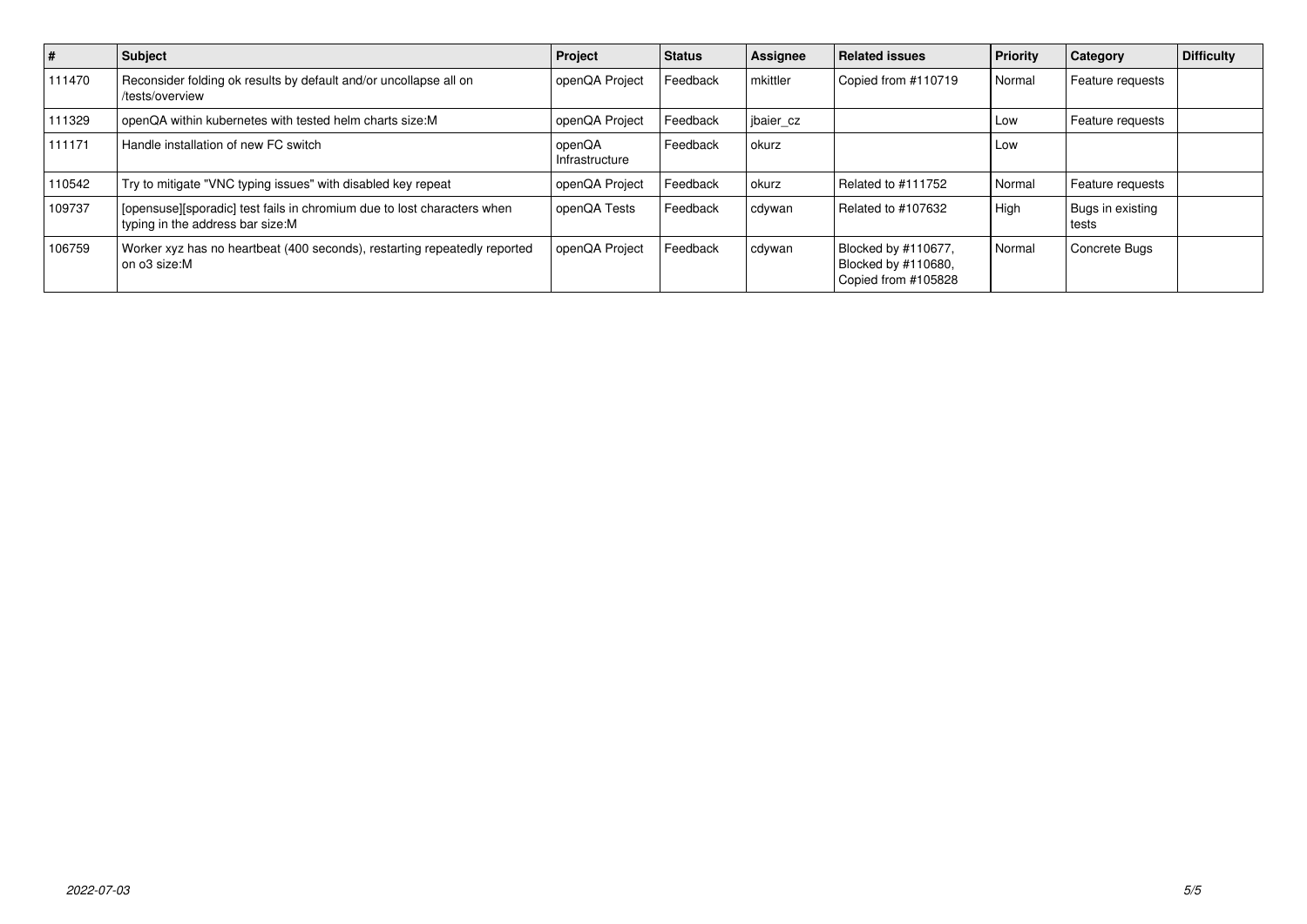| # | Subject | Project | Status | Assignee | Related issues | Priority | Category | Difficulty |
|---|---|---|---|---|---|---|---|---|
| 111470 | Reconsider folding ok results by default and/or uncollapse all on /tests/overview | openQA Project | Feedback | mkittler | Copied from #110719 | Normal | Feature requests | |
| 111329 | openQA within kubernetes with tested helm charts size:M | openQA Project | Feedback | jbaier_cz | | Low | Feature requests | |
| 111171 | Handle installation of new FC switch | openQA Infrastructure | Feedback | okurz | | Low | | |
| 110542 | Try to mitigate "VNC typing issues" with disabled key repeat | openQA Project | Feedback | okurz | Related to #111752 | Normal | Feature requests | |
| 109737 | [opensuse][sporadic] test fails in chromium due to lost characters when typing in the address bar size:M | openQA Tests | Feedback | cdywan | Related to #107632 | High | Bugs in existing tests | |
| 106759 | Worker xyz has no heartbeat (400 seconds), restarting repeatedly reported on o3 size:M | openQA Project | Feedback | cdywan | Blocked by #110677, Blocked by #110680, Copied from #105828 | Normal | Concrete Bugs | |

*2022-07-03*